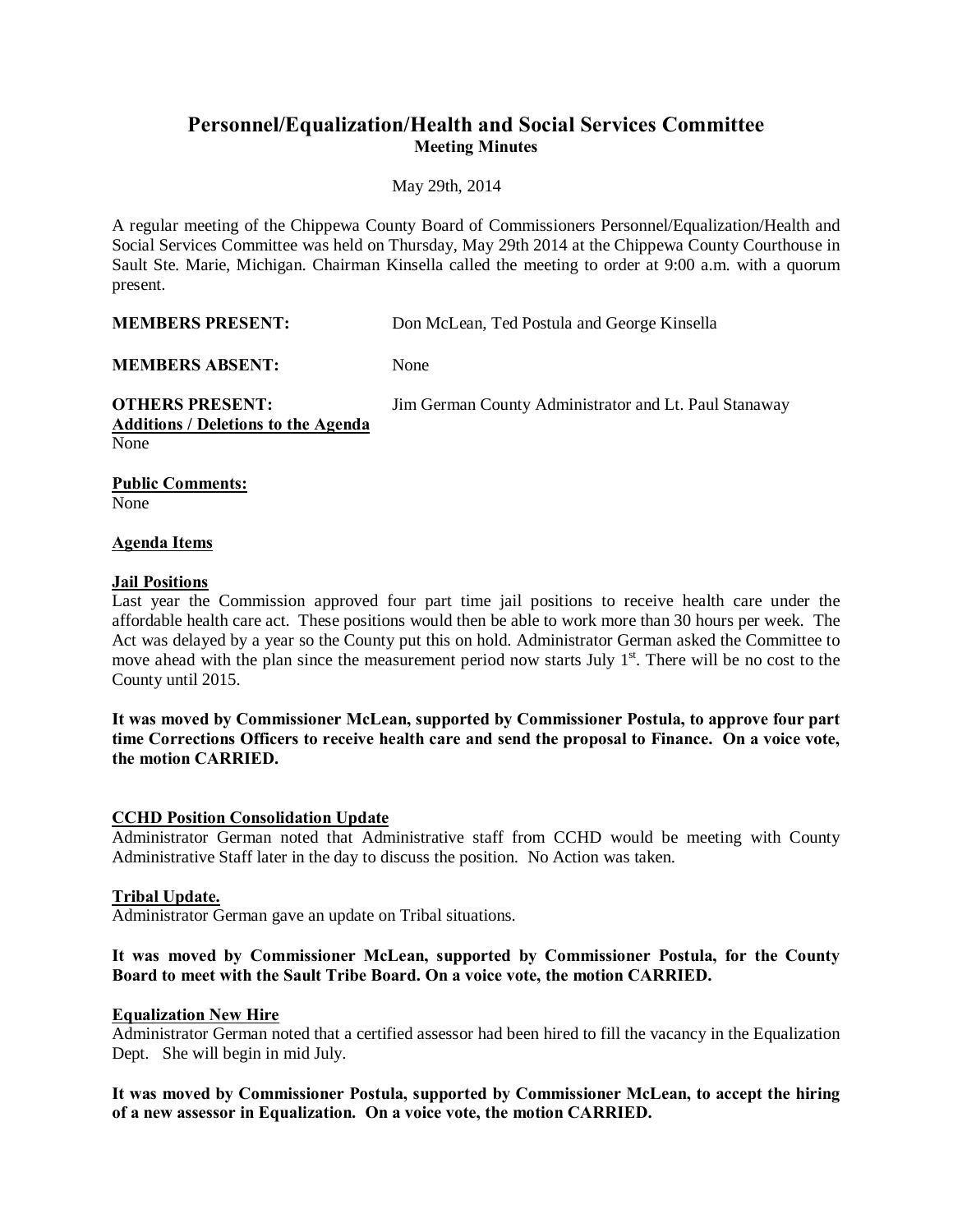# Personnel/Equalization/Health and Social Services Committee

## Meeting Minutes

May 29th, 2014

A regular meeting of the Chippewa County Board of Commissioners Personnel/Equalization/Health and Social Services Committee was held on Thursday, May 29th 2014 at the Chippewa County Courthouse in Sault Ste. Marie, Michigan. Chairman Kinsella called the meeting to order at 9:00 a.m. with a quorum present.

**MEMBERS PRESENT:** Don McLean, Ted Postula and George Kinsella

**MEMBERS ABSENT:** None

**OTHERS PRESENT:** Jim German County Administrator and Lt. Paul Stanaway

**Additions / Deletions to the Agenda**

None

**Public Comments:**

None

**Agenda Items**

**Jail Positions**

Last year the Commission approved four part time jail positions to receive health care under the affordable health care act. These positions would then be able to work more than 30 hours per week. The Act was delayed by a year so the County put this on hold. Administrator German asked the Committee to move ahead with the plan since the measurement period now starts July 1st. There will be no cost to the County until 2015.

**It was moved by Commissioner McLean, supported by Commissioner Postula, to approve four part time Corrections Officers to receive health care and send the proposal to Finance. On a voice vote, the motion CARRIED.**

**CCHD Position Consolidation Update**

Administrator German noted that Administrative staff from CCHD would be meeting with County Administrative Staff later in the day to discuss the position. No Action was taken.

**Tribal Update.**

Administrator German gave an update on Tribal situations.

**It was moved by Commissioner McLean, supported by Commissioner Postula, for the County Board to meet with the Sault Tribe Board. On a voice vote, the motion CARRIED.**

**Equalization New Hire**

Administrator German noted that a certified assessor had been hired to fill the vacancy in the Equalization Dept. She will begin in mid July.

**It was moved by Commissioner Postula, supported by Commissioner McLean, to accept the hiring of a new assessor in Equalization. On a voice vote, the motion CARRIED.**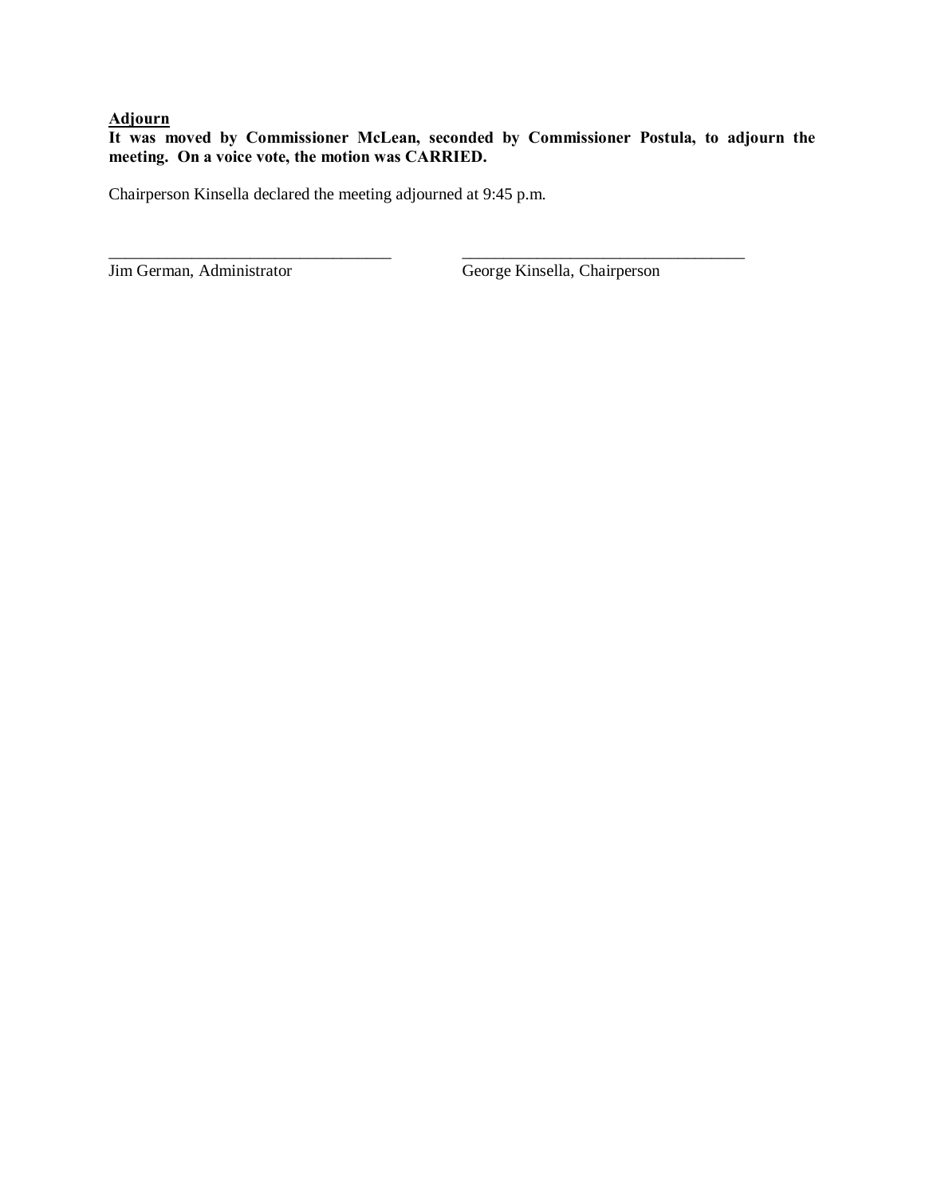**<u>Adjourn</u>**

**It was moved by Commissioner McLean, seconded by Commissioner Postula, to adjourn the meeting. On a voice vote, the motion was CARRIED.**

Chairperson Kinsella declared the meeting adjourned at 9:45 p.m.

| | |
|---|---|
| ___________________________________ | ___________________________________ |
| Jim German, Administrator | George Kinsella, Chairperson |